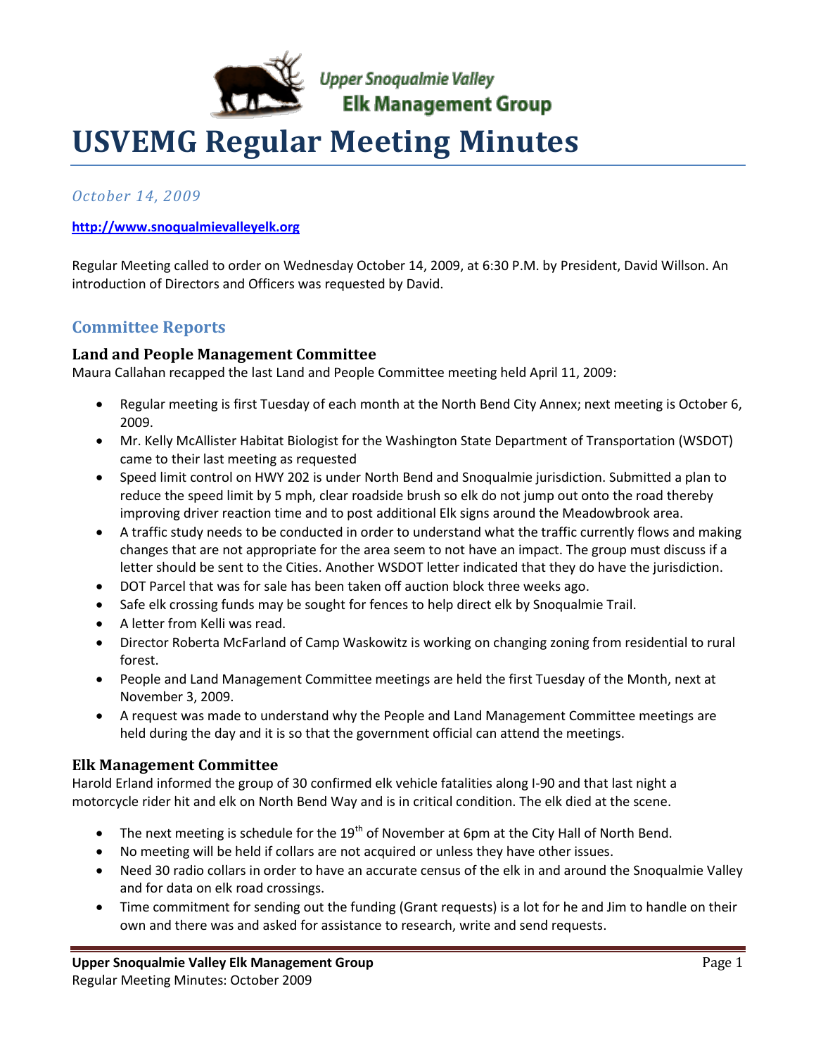Upper Snoqualmie Valley
Elk Management Group

# USVEMG Regular Meeting Minutes

*October 14, 2009*

**http://www.snoqualmievalleyelk.org**

Regular Meeting called to order on Wednesday October 14, 2009, at 6:30 P.M. by President, David Willson. An introduction of Directors and Officers was requested by David.

## Committee Reports

### Land and People Management Committee

Maura Callahan recapped the last Land and People Committee meeting held April 11, 2009:

- Regular meeting is first Tuesday of each month at the North Bend City Annex; next meeting is October 6, 2009.
- Mr. Kelly McAllister Habitat Biologist for the Washington State Department of Transportation (WSDOT) came to their last meeting as requested
- Speed limit control on HWY 202 is under North Bend and Snoqualmie jurisdiction. Submitted a plan to reduce the speed limit by 5 mph, clear roadside brush so elk do not jump out onto the road thereby improving driver reaction time and to post additional Elk signs around the Meadowbrook area.
- A traffic study needs to be conducted in order to understand what the traffic currently flows and making changes that are not appropriate for the area seem to not have an impact. The group must discuss if a letter should be sent to the Cities. Another WSDOT letter indicated that they do have the jurisdiction.
- DOT Parcel that was for sale has been taken off auction block three weeks ago.
- Safe elk crossing funds may be sought for fences to help direct elk by Snoqualmie Trail.
- A letter from Kelli was read.
- Director Roberta McFarland of Camp Waskowitz is working on changing zoning from residential to rural forest.
- People and Land Management Committee meetings are held the first Tuesday of the Month, next at November 3, 2009.
- A request was made to understand why the People and Land Management Committee meetings are held during the day and it is so that the government official can attend the meetings.

### Elk Management Committee

Harold Erland informed the group of 30 confirmed elk vehicle fatalities along I-90 and that last night a motorcycle rider hit and elk on North Bend Way and is in critical condition. The elk died at the scene.

- The next meeting is schedule for the 19th of November at 6pm at the City Hall of North Bend.
- No meeting will be held if collars are not acquired or unless they have other issues.
- Need 30 radio collars in order to have an accurate census of the elk in and around the Snoqualmie Valley and for data on elk road crossings.
- Time commitment for sending out the funding (Grant requests) is a lot for he and Jim to handle on their own and there was and asked for assistance to research, write and send requests.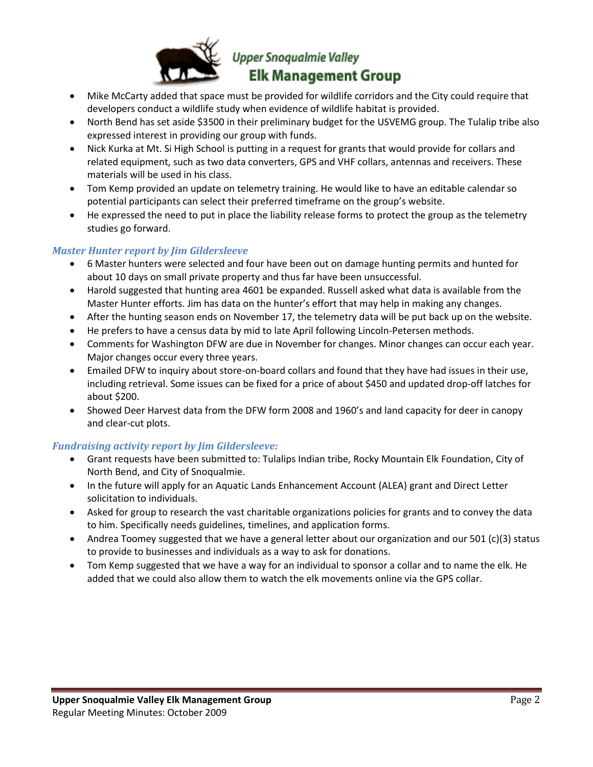- Mike McCarty added that space must be provided for wildlife corridors and the City could require that developers conduct a wildlife study when evidence of wildlife habitat is provided.
- North Bend has set aside $3500 in their preliminary budget for the USVEMG group. The Tulalip tribe also expressed interest in providing our group with funds.
- Nick Kurka at Mt. Si High School is putting in a request for grants that would provide for collars and related equipment, such as two data converters, GPS and VHF collars, antennas and receivers. These materials will be used in his class.
- Tom Kemp provided an update on telemetry training. He would like to have an editable calendar so potential participants can select their preferred timeframe on the group's website.
- He expressed the need to put in place the liability release forms to protect the group as the telemetry studies go forward.

### *Master Hunter report by Jim Gildersleeve*

- 6 Master hunters were selected and four have been out on damage hunting permits and hunted for about 10 days on small private property and thus far have been unsuccessful.
- Harold suggested that hunting area 4601 be expanded. Russell asked what data is available from the Master Hunter efforts. Jim has data on the hunter's effort that may help in making any changes.
- After the hunting season ends on November 17, the telemetry data will be put back up on the website.
- He prefers to have a census data by mid to late April following Lincoln-Petersen methods.
- Comments for Washington DFW are due in November for changes. Minor changes can occur each year. Major changes occur every three years.
- Emailed DFW to inquiry about store-on-board collars and found that they have had issues in their use, including retrieval. Some issues can be fixed for a price of about $450 and updated drop-off latches for about $200.
- Showed Deer Harvest data from the DFW form 2008 and 1960's and land capacity for deer in canopy and clear-cut plots.

### *Fundraising activity report by Jim Gildersleeve:*

- Grant requests have been submitted to: Tulalips Indian tribe, Rocky Mountain Elk Foundation, City of North Bend, and City of Snoqualmie.
- In the future will apply for an Aquatic Lands Enhancement Account (ALEA) grant and Direct Letter solicitation to individuals.
- Asked for group to research the vast charitable organizations policies for grants and to convey the data to him. Specifically needs guidelines, timelines, and application forms.
- Andrea Toomey suggested that we have a general letter about our organization and our 501 (c)(3) status to provide to businesses and individuals as a way to ask for donations.
- Tom Kemp suggested that we have a way for an individual to sponsor a collar and to name the elk. He added that we could also allow them to watch the elk movements online via the GPS collar.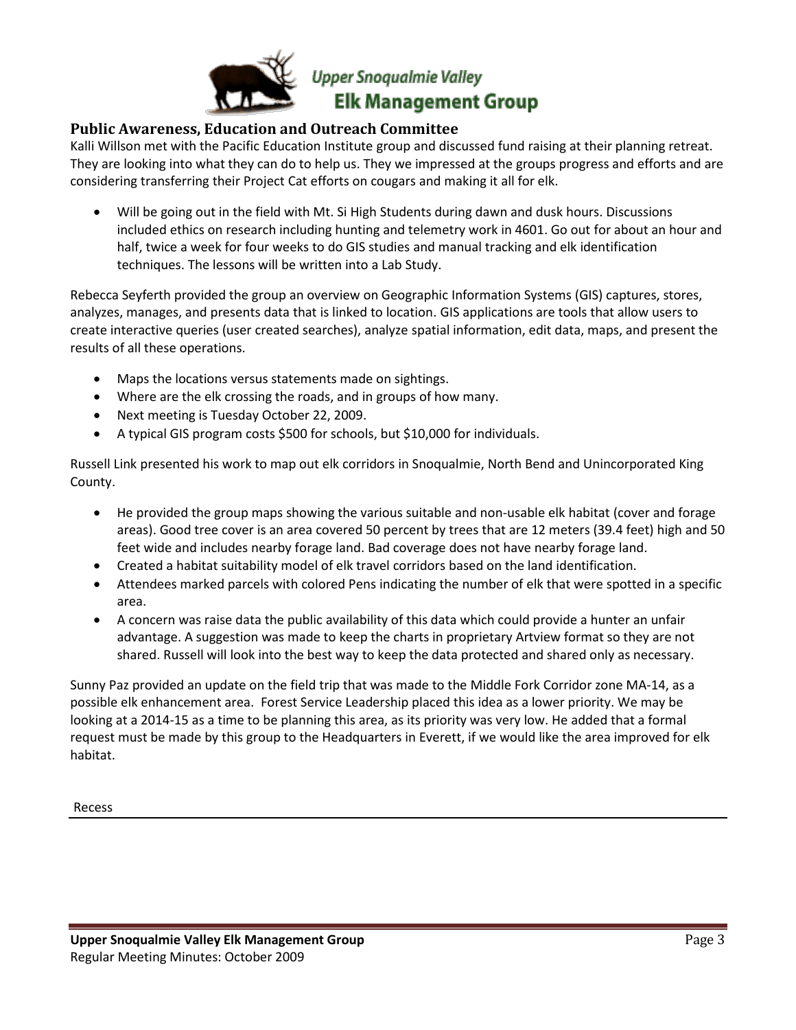## Public Awareness, Education and Outreach Committee

Kalli Willson met with the Pacific Education Institute group and discussed fund raising at their planning retreat. They are looking into what they can do to help us. They we impressed at the groups progress and efforts and are considering transferring their Project Cat efforts on cougars and making it all for elk.

- Will be going out in the field with Mt. Si High Students during dawn and dusk hours. Discussions included ethics on research including hunting and telemetry work in 4601. Go out for about an hour and half, twice a week for four weeks to do GIS studies and manual tracking and elk identification techniques. The lessons will be written into a Lab Study.

Rebecca Seyferth provided the group an overview on Geographic Information Systems (GIS) captures, stores, analyzes, manages, and presents data that is linked to location. GIS applications are tools that allow users to create interactive queries (user created searches), analyze spatial information, edit data, maps, and present the results of all these operations.

- Maps the locations versus statements made on sightings.
- Where are the elk crossing the roads, and in groups of how many.
- Next meeting is Tuesday October 22, 2009.
- A typical GIS program costs $500 for schools, but $10,000 for individuals.

Russell Link presented his work to map out elk corridors in Snoqualmie, North Bend and Unincorporated King County.

- He provided the group maps showing the various suitable and non-usable elk habitat (cover and forage areas). Good tree cover is an area covered 50 percent by trees that are 12 meters (39.4 feet) high and 50 feet wide and includes nearby forage land. Bad coverage does not have nearby forage land.
- Created a habitat suitability model of elk travel corridors based on the land identification.
- Attendees marked parcels with colored Pens indicating the number of elk that were spotted in a specific area.
- A concern was raise data the public availability of this data which could provide a hunter an unfair advantage. A suggestion was made to keep the charts in proprietary Artview format so they are not shared. Russell will look into the best way to keep the data protected and shared only as necessary.

Sunny Paz provided an update on the field trip that was made to the Middle Fork Corridor zone MA-14, as a possible elk enhancement area. Forest Service Leadership placed this idea as a lower priority. We may be looking at a 2014-15 as a time to be planning this area, as its priority was very low. He added that a formal request must be made by this group to the Headquarters in Everett, if we would like the area improved for elk habitat.

Recess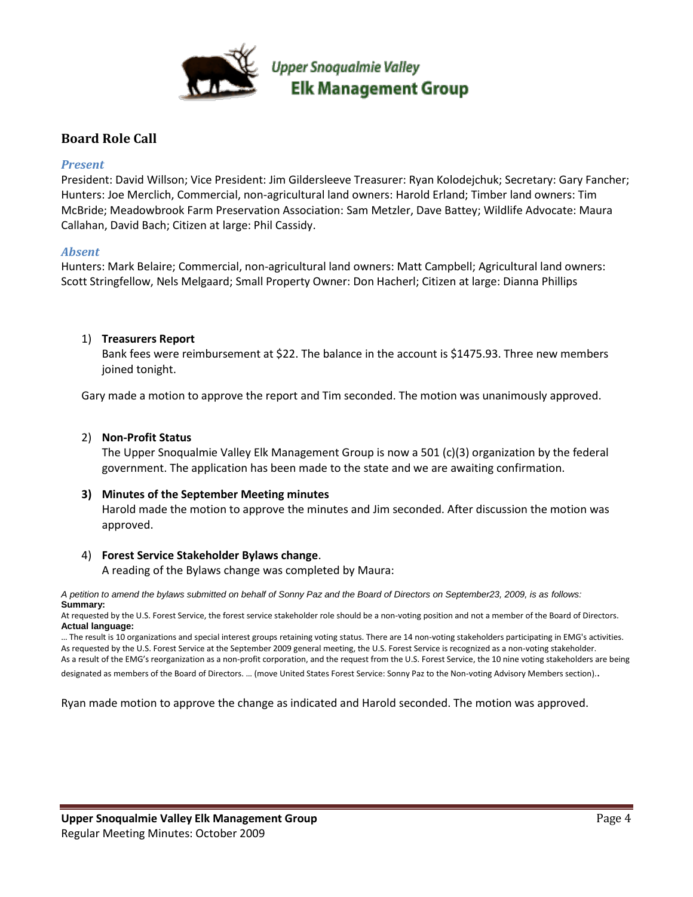## Board Role Call

### *Present*

President: David Willson; Vice President: Jim Gildersleeve Treasurer: Ryan Kolodejchuk; Secretary: Gary Fancher; Hunters: Joe Merclich, Commercial, non-agricultural land owners: Harold Erland; Timber land owners: Tim McBride; Meadowbrook Farm Preservation Association: Sam Metzler, Dave Battey; Wildlife Advocate: Maura Callahan, David Bach; Citizen at large: Phil Cassidy.

### *Absent*

Hunters: Mark Belaire; Commercial, non-agricultural land owners: Matt Campbell; Agricultural land owners: Scott Stringfellow, Nels Melgaard; Small Property Owner: Don Hacherl; Citizen at large: Dianna Phillips

1) **Treasurers Report**
   Bank fees were reimbursement at $22. The balance in the account is $1475.93. Three new members joined tonight.

Gary made a motion to approve the report and Tim seconded. The motion was unanimously approved.

2) **Non-Profit Status**
   The Upper Snoqualmie Valley Elk Management Group is now a 501 (c)(3) organization by the federal government. The application has been made to the state and we are awaiting confirmation.

3) **Minutes of the September Meeting minutes**
   Harold made the motion to approve the minutes and Jim seconded. After discussion the motion was approved.

4) **Forest Service Stakeholder Bylaws change**.
   A reading of the Bylaws change was completed by Maura:

*A petition to amend the bylaws submitted on behalf of Sonny Paz and the Board of Directors on September23, 2009, is as follows:*
**Summary:**
At requested by the U.S. Forest Service, the forest service stakeholder role should be a non-voting position and not a member of the Board of Directors.
**Actual language:**
… The result is 10 organizations and special interest groups retaining voting status. There are 14 non-voting stakeholders participating in EMG's activities. As requested by the U.S. Forest Service at the September 2009 general meeting, the U.S. Forest Service is recognized as a non-voting stakeholder.
As a result of the EMG's reorganization as a non-profit corporation, and the request from the U.S. Forest Service, the 10 nine voting stakeholders are being designated as members of the Board of Directors. … (move United States Forest Service: Sonny Paz to the Non-voting Advisory Members section)..

Ryan made motion to approve the change as indicated and Harold seconded. The motion was approved.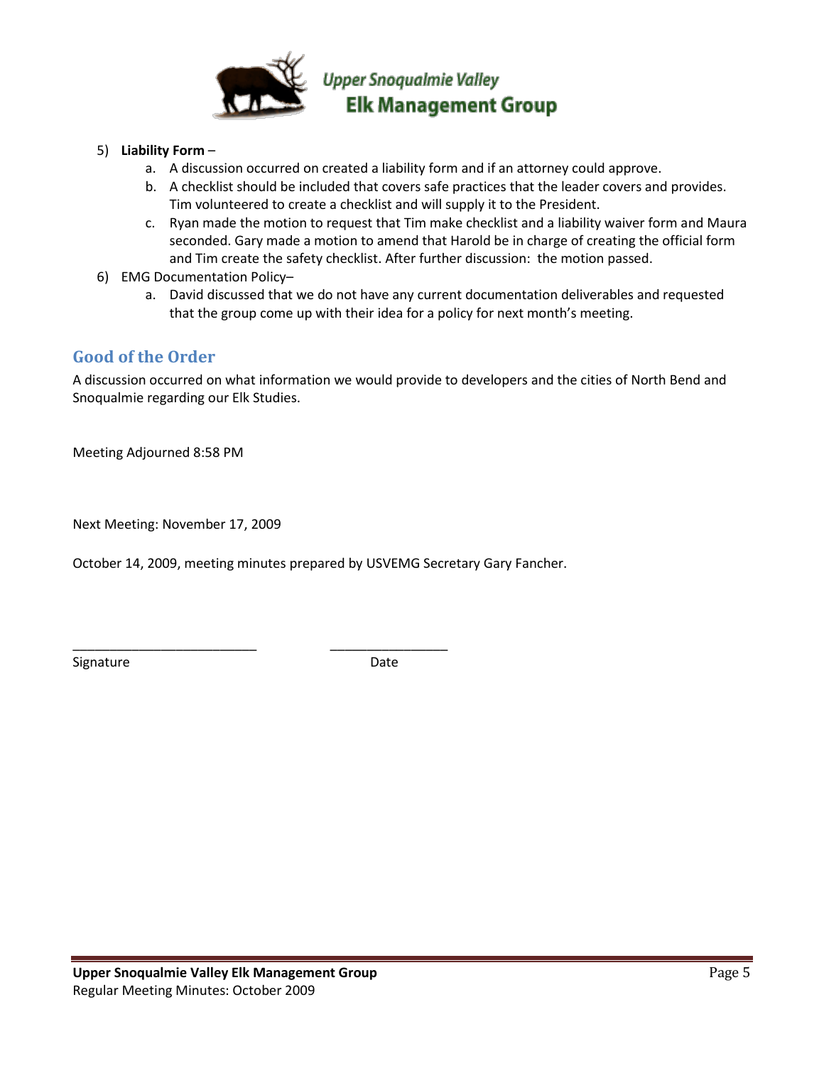5) **Liability Form** –
    a. A discussion occurred on created a liability form and if an attorney could approve.
    b. A checklist should be included that covers safe practices that the leader covers and provides. Tim volunteered to create a checklist and will supply it to the President.
    c. Ryan made the motion to request that Tim make checklist and a liability waiver form and Maura seconded. Gary made a motion to amend that Harold be in charge of creating the official form and Tim create the safety checklist. After further discussion: the motion passed.
6) EMG Documentation Policy–
    a. David discussed that we do not have any current documentation deliverables and requested that the group come up with their idea for a policy for next month's meeting.

## Good of the Order

A discussion occurred on what information we would provide to developers and the cities of North Bend and Snoqualmie regarding our Elk Studies.

Meeting Adjourned 8:58 PM

Next Meeting: November 17, 2009

October 14, 2009, meeting minutes prepared by USVEMG Secretary Gary Fancher.

_________________________ ________________

Signature Date